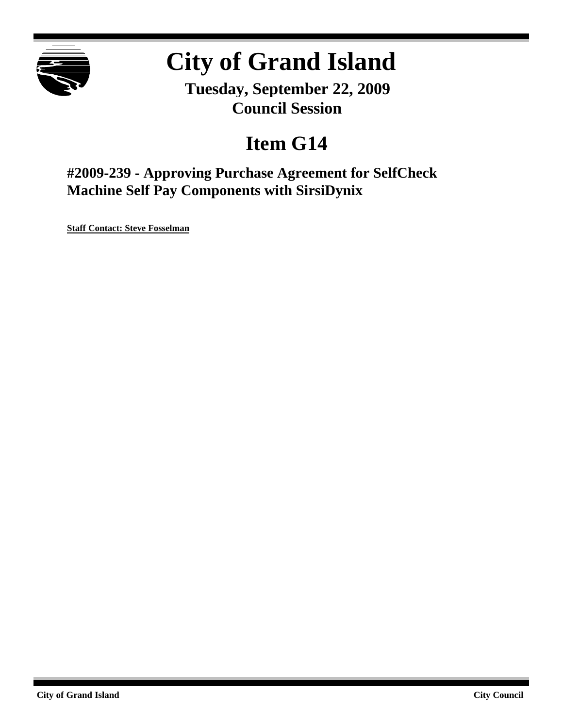# City of Grand Island

## Tuesday, September 22, 2009
## Council Session

# Item G14

### #2009-239 - Approving Purchase Agreement for SelfCheck Machine Self Pay Components with SirsiDynix

**Staff Contact: Steve Fosselman**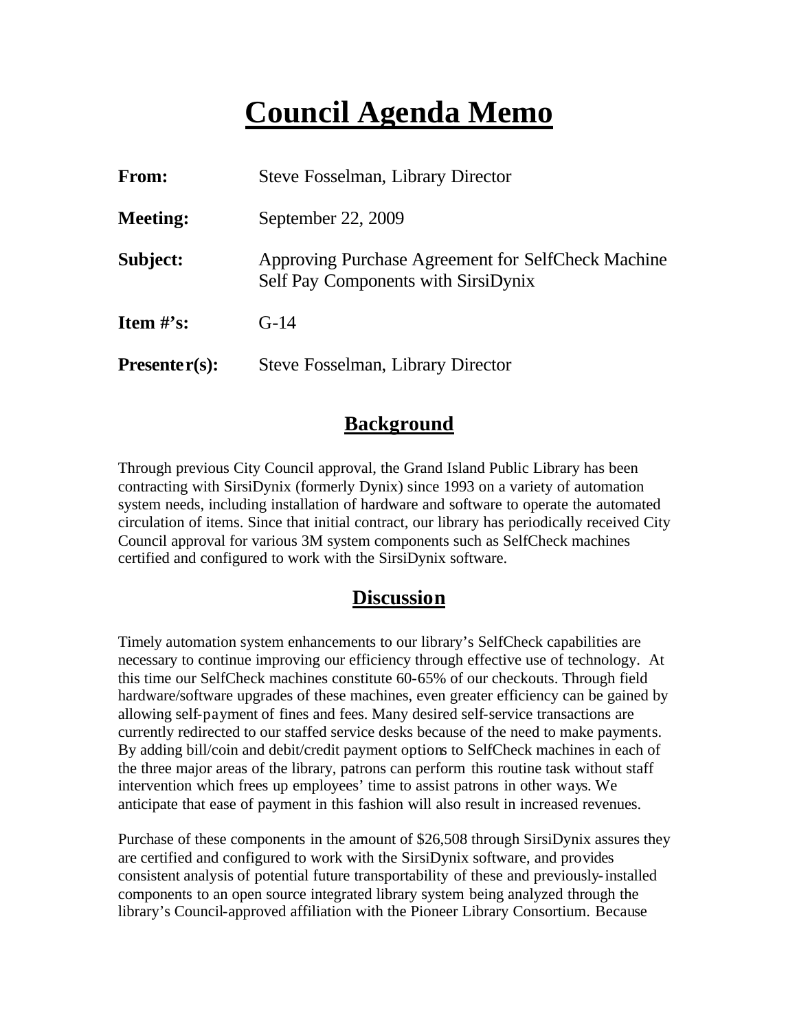# Council Agenda Memo

**From:** Steve Fosselman, Library Director

**Meeting:** September 22, 2009

**Subject:** Approving Purchase Agreement for SelfCheck Machine Self Pay Components with SirsiDynix

**Item #'s:** G-14

**Presenter(s):** Steve Fosselman, Library Director

## Background

Through previous City Council approval, the Grand Island Public Library has been contracting with SirsiDynix (formerly Dynix) since 1993 on a variety of automation system needs, including installation of hardware and software to operate the automated circulation of items. Since that initial contract, our library has periodically received City Council approval for various 3M system components such as SelfCheck machines certified and configured to work with the SirsiDynix software.

## Discussion

Timely automation system enhancements to our library's SelfCheck capabilities are necessary to continue improving our efficiency through effective use of technology. At this time our SelfCheck machines constitute 60-65% of our checkouts. Through field hardware/software upgrades of these machines, even greater efficiency can be gained by allowing self-payment of fines and fees. Many desired self-service transactions are currently redirected to our staffed service desks because of the need to make payments. By adding bill/coin and debit/credit payment options to SelfCheck machines in each of the three major areas of the library, patrons can perform this routine task without staff intervention which frees up employees' time to assist patrons in other ways. We anticipate that ease of payment in this fashion will also result in increased revenues.

Purchase of these components in the amount of $26,508 through SirsiDynix assures they are certified and configured to work with the SirsiDynix software, and provides consistent analysis of potential future transportability of these and previously-installed components to an open source integrated library system being analyzed through the library's Council-approved affiliation with the Pioneer Library Consortium. Because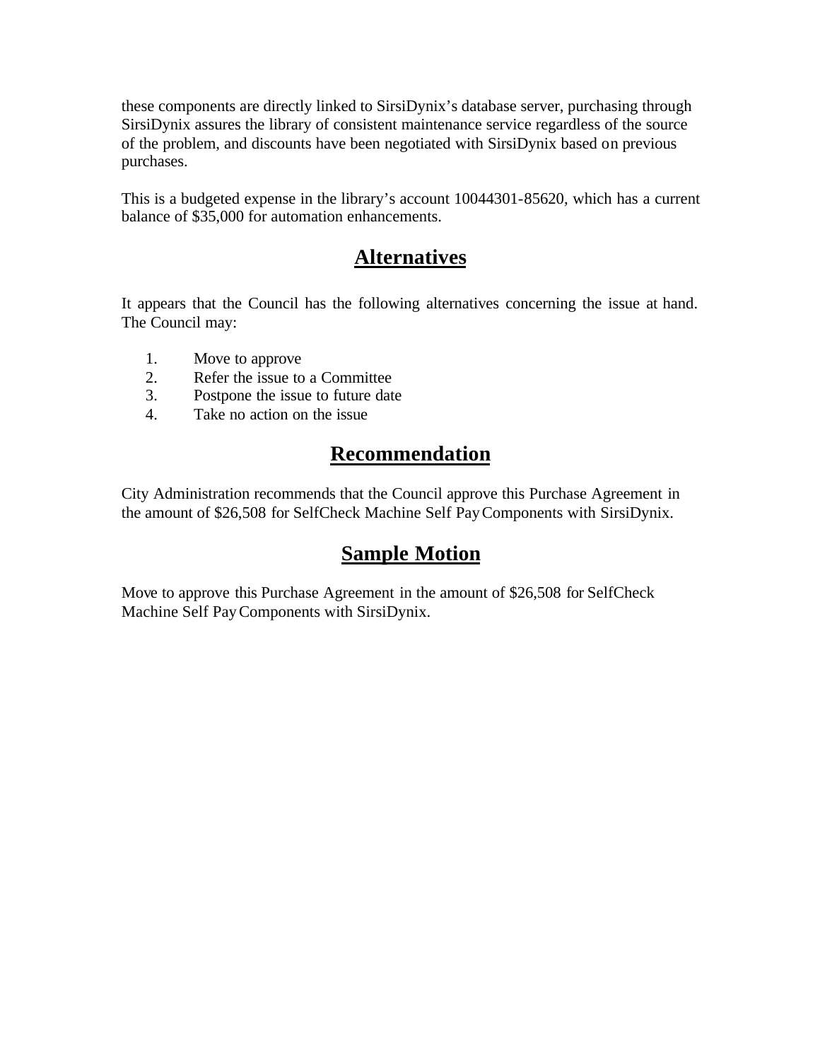these components are directly linked to SirsiDynix's database server, purchasing through SirsiDynix assures the library of consistent maintenance service regardless of the source of the problem, and discounts have been negotiated with SirsiDynix based on previous purchases.

This is a budgeted expense in the library's account 10044301-85620, which has a current balance of $35,000 for automation enhancements.

## Alternatives

It appears that the Council has the following alternatives concerning the issue at hand. The Council may:

1. Move to approve
2. Refer the issue to a Committee
3. Postpone the issue to future date
4. Take no action on the issue

## Recommendation

City Administration recommends that the Council approve this Purchase Agreement in the amount of $26,508 for SelfCheck Machine Self Pay Components with SirsiDynix.

## Sample Motion

Move to approve this Purchase Agreement in the amount of $26,508 for SelfCheck Machine Self Pay Components with SirsiDynix.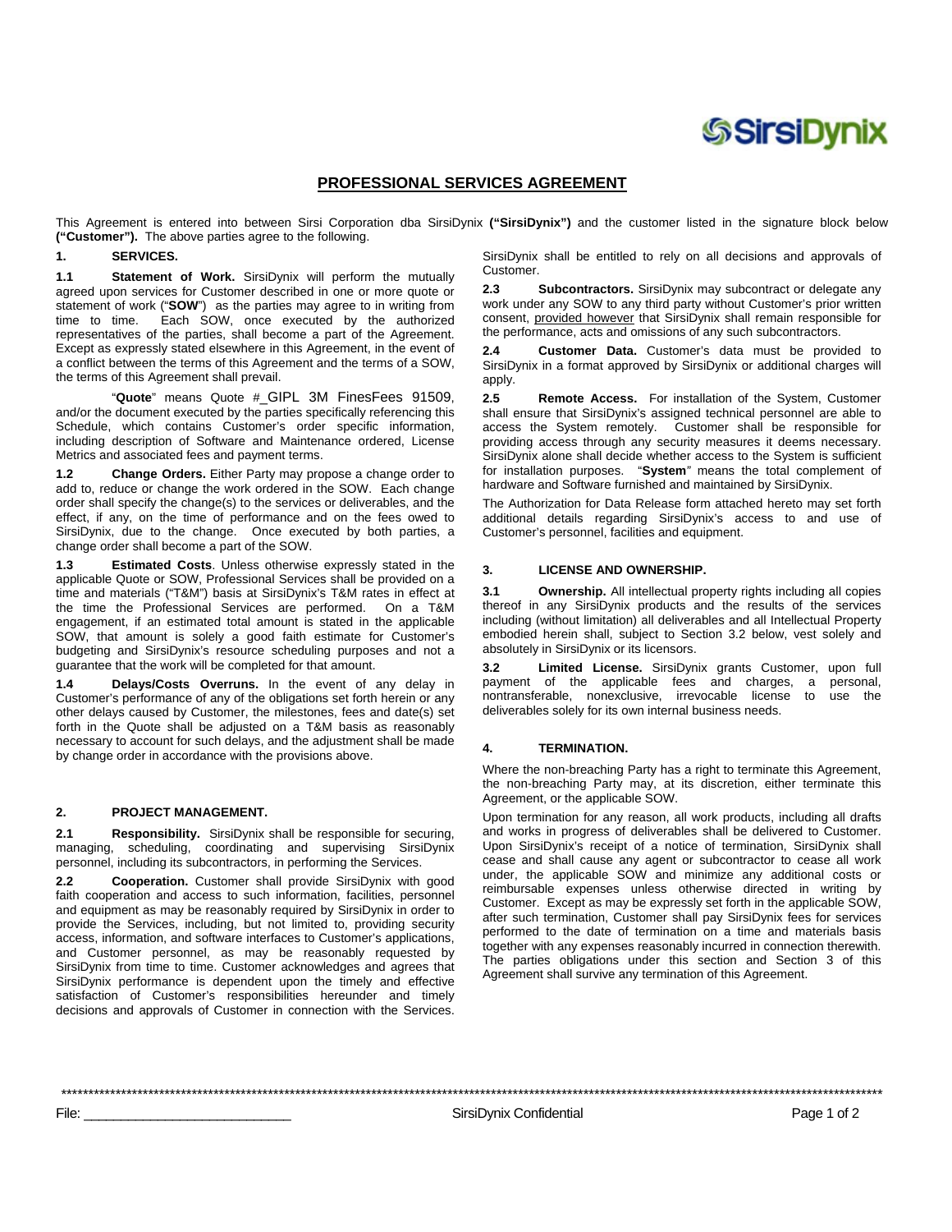# PROFESSIONAL SERVICES AGREEMENT

This Agreement is entered into between Sirsi Corporation dba SirsiDynix **("SirsiDynix")** and the customer listed in the signature block below **("Customer").** The above parties agree to the following.

## 1. SERVICES.

**1.1 Statement of Work.** SirsiDynix will perform the mutually agreed upon services for Customer described in one or more quote or statement of work ("**SOW**") as the parties may agree to in writing from time to time. Each SOW, once executed by the authorized representatives of the parties, shall become a part of the Agreement. Except as expressly stated elsewhere in this Agreement, in the event of a conflict between the terms of this Agreement and the terms of a SOW, the terms of this Agreement shall prevail.

"**Quote**" means Quote #_GIPL 3M FinesFees 91509, and/or the document executed by the parties specifically referencing this Schedule, which contains Customer's order specific information, including description of Software and Maintenance ordered, License Metrics and associated fees and payment terms.

**1.2 Change Orders.** Either Party may propose a change order to add to, reduce or change the work ordered in the SOW. Each change order shall specify the change(s) to the services or deliverables, and the effect, if any, on the time of performance and on the fees owed to SirsiDynix, due to the change. Once executed by both parties, a change order shall become a part of the SOW.

**1.3 Estimated Costs**. Unless otherwise expressly stated in the applicable Quote or SOW, Professional Services shall be provided on a time and materials ("T&M") basis at SirsiDynix's T&M rates in effect at the time the Professional Services are performed. On a T&M engagement, if an estimated total amount is stated in the applicable SOW, that amount is solely a good faith estimate for Customer's budgeting and SirsiDynix's resource scheduling purposes and not a guarantee that the work will be completed for that amount.

**1.4 Delays/Costs Overruns.** In the event of any delay in Customer's performance of any of the obligations set forth herein or any other delays caused by Customer, the milestones, fees and date(s) set forth in the Quote shall be adjusted on a T&M basis as reasonably necessary to account for such delays, and the adjustment shall be made by change order in accordance with the provisions above.

## 2. PROJECT MANAGEMENT.

**2.1 Responsibility.** SirsiDynix shall be responsible for securing, managing, scheduling, coordinating and supervising SirsiDynix personnel, including its subcontractors, in performing the Services.

**2.2 Cooperation.** Customer shall provide SirsiDynix with good faith cooperation and access to such information, facilities, personnel and equipment as may be reasonably required by SirsiDynix in order to provide the Services, including, but not limited to, providing security access, information, and software interfaces to Customer's applications, and Customer personnel, as may be reasonably requested by SirsiDynix from time to time. Customer acknowledges and agrees that SirsiDynix performance is dependent upon the timely and effective satisfaction of Customer's responsibilities hereunder and timely decisions and approvals of Customer in connection with the Services. SirsiDynix shall be entitled to rely on all decisions and approvals of Customer.

**2.3 Subcontractors.** SirsiDynix may subcontract or delegate any work under any SOW to any third party without Customer's prior written consent, provided however that SirsiDynix shall remain responsible for the performance, acts and omissions of any such subcontractors.

**2.4 Customer Data.** Customer's data must be provided to SirsiDynix in a format approved by SirsiDynix or additional charges will apply.

**2.5 Remote Access.** For installation of the System, Customer shall ensure that SirsiDynix's assigned technical personnel are able to access the System remotely. Customer shall be responsible for providing access through any security measures it deems necessary. SirsiDynix alone shall decide whether access to the System is sufficient for installation purposes. "**System**" means the total complement of hardware and Software furnished and maintained by SirsiDynix.

The Authorization for Data Release form attached hereto may set forth additional details regarding SirsiDynix's access to and use of Customer's personnel, facilities and equipment.

## 3. LICENSE AND OWNERSHIP.

**3.1 Ownership.** All intellectual property rights including all copies thereof in any SirsiDynix products and the results of the services including (without limitation) all deliverables and all Intellectual Property embodied herein shall, subject to Section 3.2 below, vest solely and absolutely in SirsiDynix or its licensors.

**3.2 Limited License.** SirsiDynix grants Customer, upon full payment of the applicable fees and charges, a personal, nontransferable, nonexclusive, irrevocable license to use the deliverables solely for its own internal business needs.

## 4. TERMINATION.

Where the non-breaching Party has a right to terminate this Agreement, the non-breaching Party may, at its discretion, either terminate this Agreement, or the applicable SOW.

Upon termination for any reason, all work products, including all drafts and works in progress of deliverables shall be delivered to Customer. Upon SirsiDynix's receipt of a notice of termination, SirsiDynix shall cease and shall cause any agent or subcontractor to cease all work under, the applicable SOW and minimize any additional costs or reimbursable expenses unless otherwise directed in writing by Customer. Except as may be expressly set forth in the applicable SOW, after such termination, Customer shall pay SirsiDynix fees for services performed to the date of termination on a time and materials basis together with any expenses reasonably incurred in connection therewith. The parties obligations under this section and Section 3 of this Agreement shall survive any termination of this Agreement.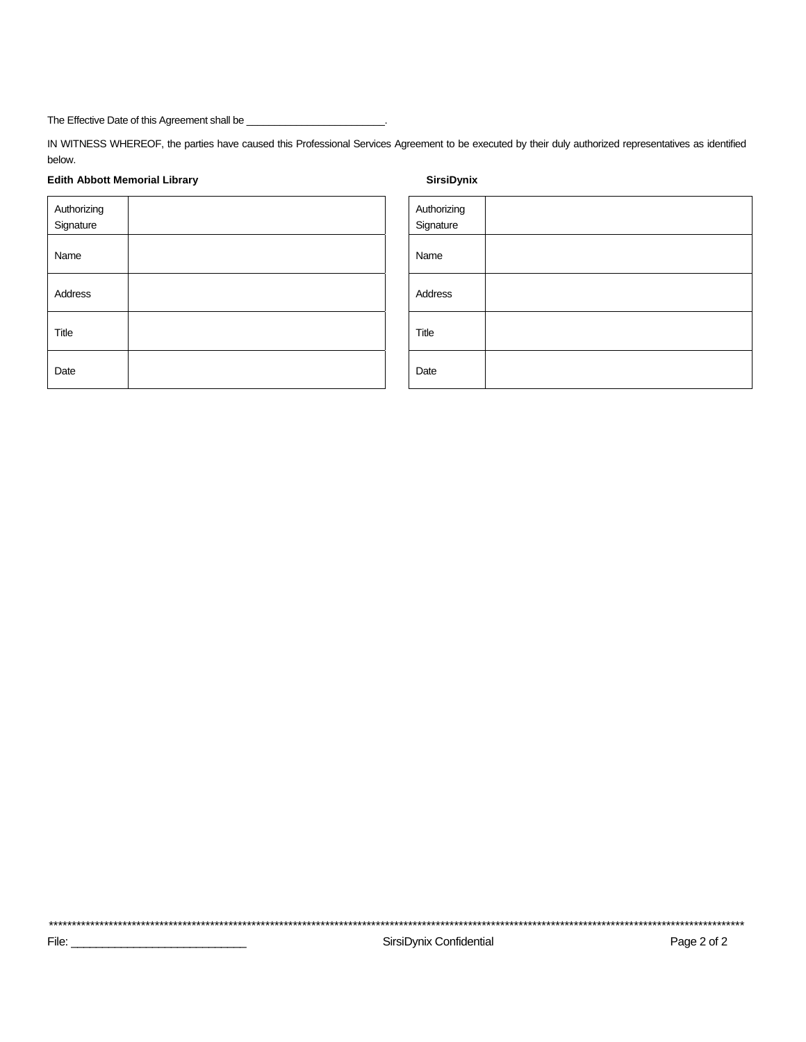The Effective Date of this Agreement shall be \_\_\_\_\_\_\_\_\_\_\_\_\_\_\_\_\_\_\_\_\_\_\_\_\_.

IN WITNESS WHEREOF, the parties have caused this Professional Services Agreement to be executed by their duly authorized representatives as identified below.

**Edith Abbott Memorial Library**

| Authorizing Signature | |
|---|---|
| Name | |
| Address | |
| Title | |
| Date | |

**SirsiDynix**

| Authorizing Signature | |
|---|---|
| Name | |
| Address | |
| Title | |
| Date | |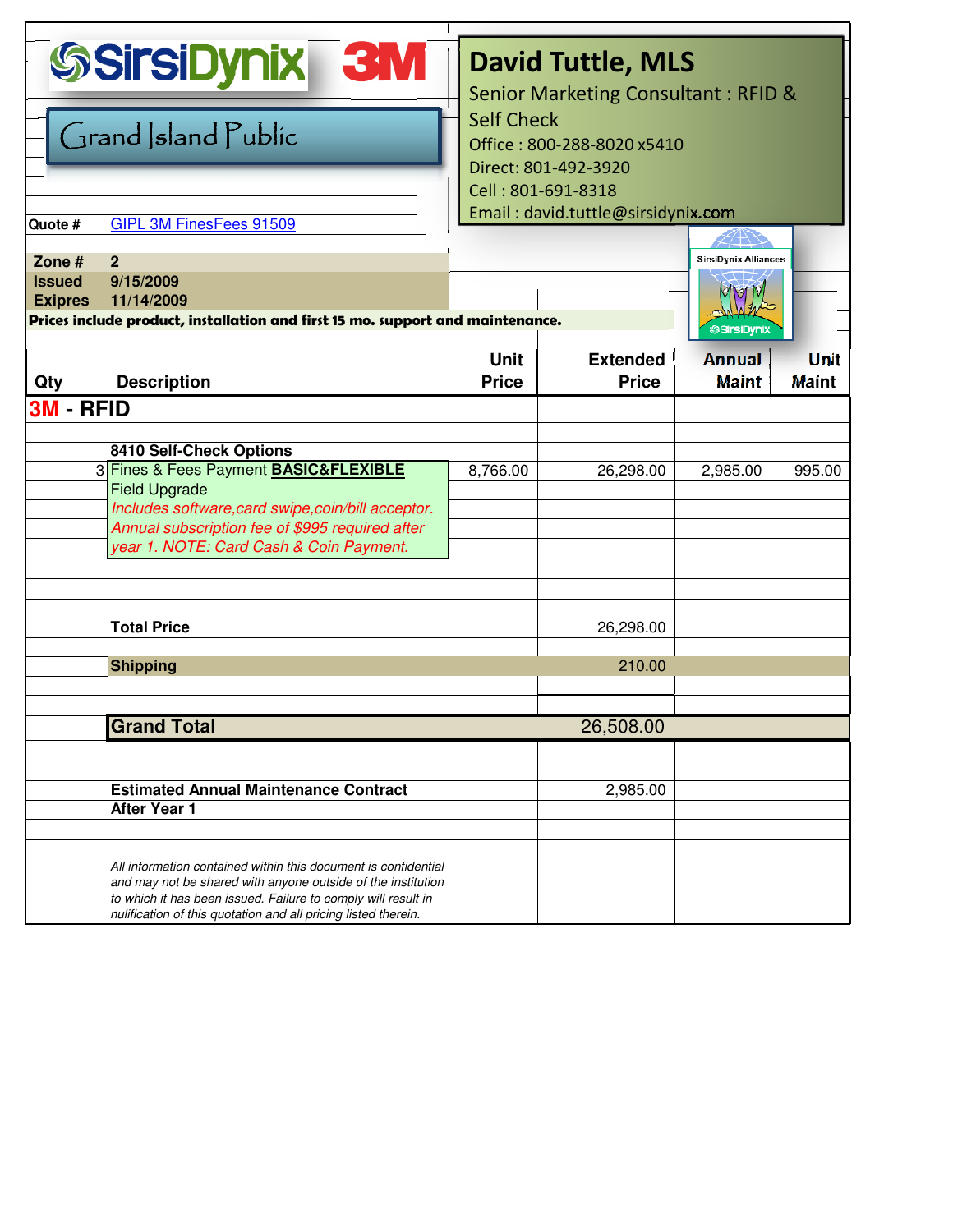SirsiDynix 3M

## Grand Island Public

**David Tuttle, MLS**
Senior Marketing Consultant : RFID & Self Check
Office : 800-288-8020 x5410
Direct: 801-492-3920
Cell : 801-691-8318
Email : david.tuttle@sirsidynix.com

**Quote #** GIPL 3M FinesFees 91509

**Zone #** 2
**Issued** 9/15/2009
**Expires** 11/14/2009

**Prices include product, installation and first 15 mo. support and maintenance.**

SirsiDynix Alliances

| Qty | Description | Unit Price | Extended Price | Annual Maint | Unit Maint |
|---|---|---|---|---|---|
| | **3M - RFID** | | | | |
| | **8410 Self-Check Options** | | | | |
| 3 | Fines & Fees Payment **BASIC&FLEXIBLE** Field Upgrade *Includes software,card swipe,coin/bill acceptor. Annual subscription fee of $995 required after year 1. NOTE: Card Cash & Coin Payment.* | 8,766.00 | 26,298.00 | 2,985.00 | 995.00 |
| | **Total Price** | | 26,298.00 | | |
| | **Shipping** | | 210.00 | | |
| | **Grand Total** | | 26,508.00 | | |
| | **Estimated Annual Maintenance Contract After Year 1** | | 2,985.00 | | |

*All information contained within this document is confidential and may not be shared with anyone outside of the institution to which it has been issued. Failure to comply will result in nulification of this quotation and all pricing listed therein.*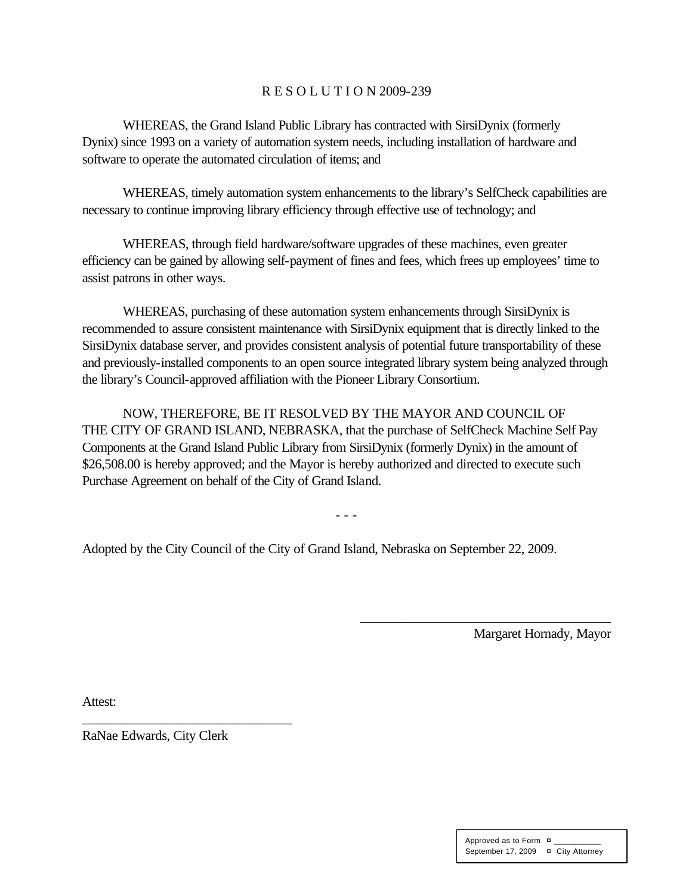R E S O L U T I O N 2009-239

WHEREAS, the Grand Island Public Library has contracted with SirsiDynix (formerly Dynix) since 1993 on a variety of automation system needs, including installation of hardware and software to operate the automated circulation of items; and

WHEREAS, timely automation system enhancements to the library's SelfCheck capabilities are necessary to continue improving library efficiency through effective use of technology; and

WHEREAS, through field hardware/software upgrades of these machines, even greater efficiency can be gained by allowing self-payment of fines and fees, which frees up employees' time to assist patrons in other ways.

WHEREAS, purchasing of these automation system enhancements through SirsiDynix is recommended to assure consistent maintenance with SirsiDynix equipment that is directly linked to the SirsiDynix database server, and provides consistent analysis of potential future transportability of these and previously-installed components to an open source integrated library system being analyzed through the library's Council-approved affiliation with the Pioneer Library Consortium.

NOW, THEREFORE, BE IT RESOLVED BY THE MAYOR AND COUNCIL OF THE CITY OF GRAND ISLAND, NEBRASKA, that the purchase of SelfCheck Machine Self Pay Components at the Grand Island Public Library from SirsiDynix (formerly Dynix) in the amount of $26,508.00 is hereby approved; and the Mayor is hereby authorized and directed to execute such Purchase Agreement on behalf of the City of Grand Island.

\- - -

Adopted by the City Council of the City of Grand Island, Nebraska on September 22, 2009.

\_\_\_\_\_\_\_\_\_\_\_\_\_\_\_\_\_\_\_\_\_\_\_\_\_\_\_\_\_\_\_\_\_\_\_\_\_\_\_

Margaret Hornady, Mayor

Attest:

\_\_\_\_\_\_\_\_\_\_\_\_\_\_\_\_\_\_\_\_\_\_\_\_\_\_\_\_\_\_\_\_

RaNae Edwards, City Clerk

Approved as to Form ¤ \_\_\_\_\_\_\_\_\_\_

September 17, 2009 ¤ City Attorney